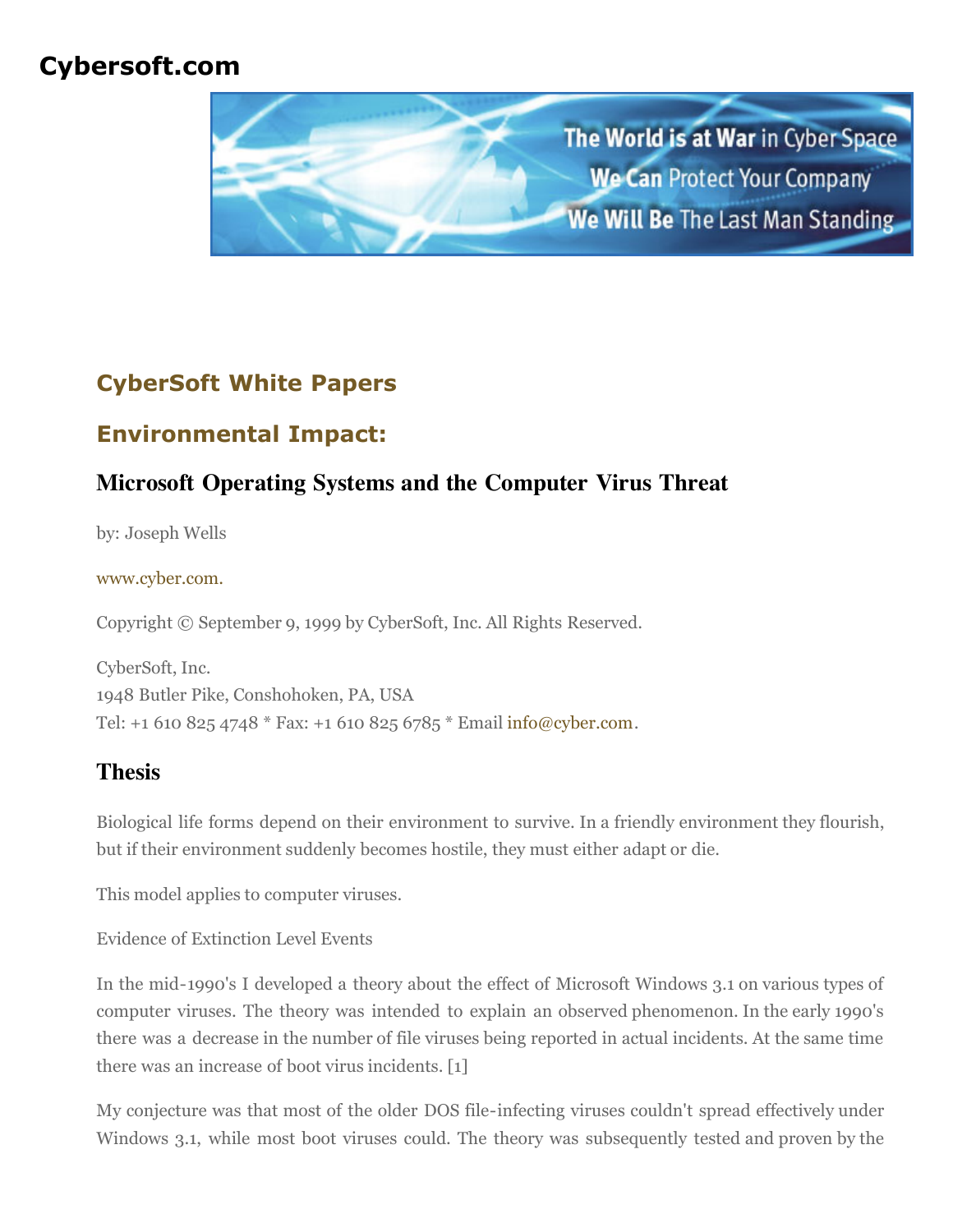# Cybersoft.com

## CyberSoft White Papers

## Environmental Impact:

### Microsoft Operating Systems and the Computer Virus Threat

by: Joseph Wells

www.cyber.com.

Copyright © September 9, 1999 by CyberSoft, Inc. All Rights Reserved.

CyberSoft, Inc.
1948 Butler Pike, Conshohoken, PA, USA
Tel: +1 610 825 4748 * Fax: +1 610 825 6785 * Email info@cyber.com.

### Thesis

Biological life forms depend on their environment to survive. In a friendly environment they flourish, but if their environment suddenly becomes hostile, they must either adapt or die.

This model applies to computer viruses.

Evidence of Extinction Level Events

In the mid-1990's I developed a theory about the effect of Microsoft Windows 3.1 on various types of computer viruses. The theory was intended to explain an observed phenomenon. In the early 1990's there was a decrease in the number of file viruses being reported in actual incidents. At the same time there was an increase of boot virus incidents. [1]

My conjecture was that most of the older DOS file-infecting viruses couldn't spread effectively under Windows 3.1, while most boot viruses could. The theory was subsequently tested and proven by the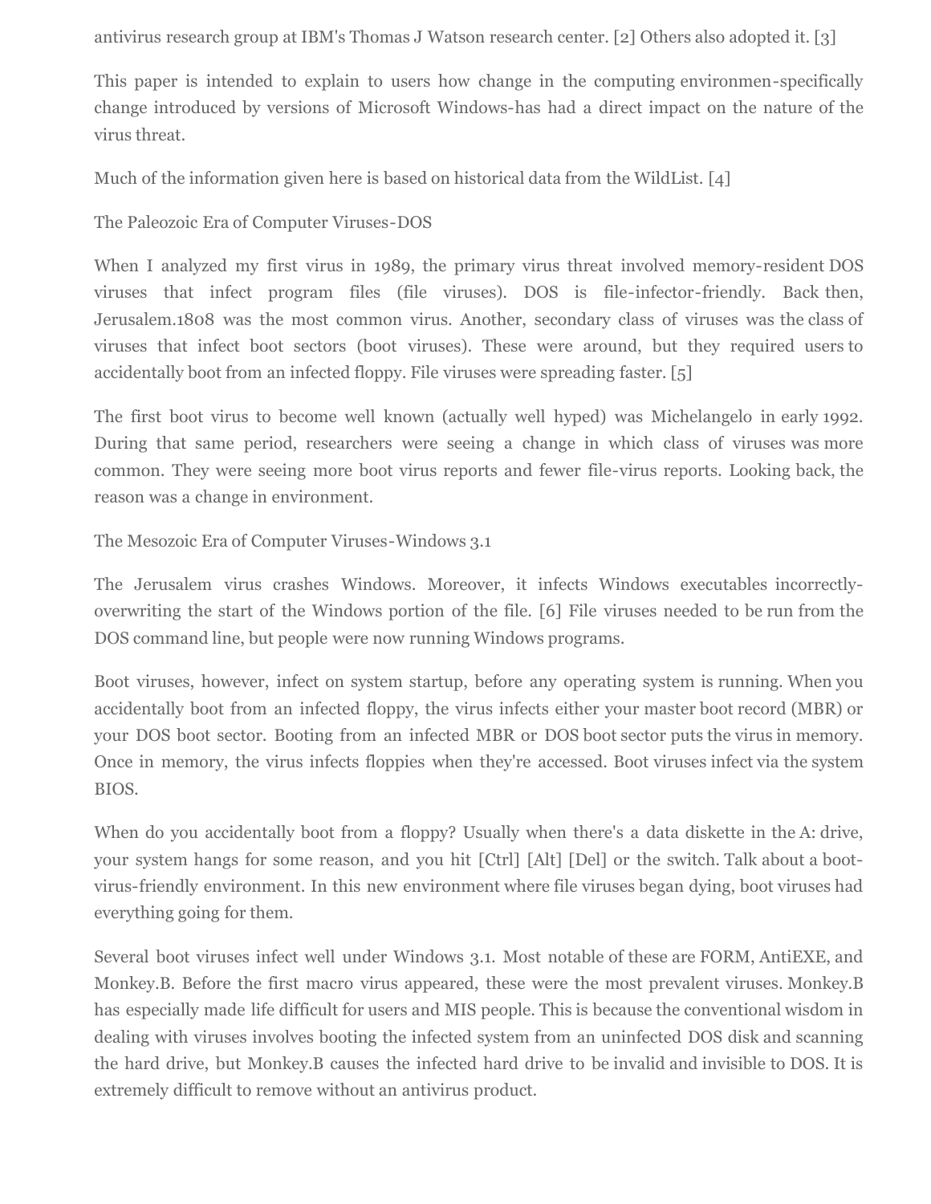antivirus research group at IBM's Thomas J Watson research center. [2] Others also adopted it. [3]

This paper is intended to explain to users how change in the computing environmen-specifically change introduced by versions of Microsoft Windows-has had a direct impact on the nature of the virus threat.

Much of the information given here is based on historical data from the WildList. [4]

## The Paleozoic Era of Computer Viruses-DOS

When I analyzed my first virus in 1989, the primary virus threat involved memory-resident DOS viruses that infect program files (file viruses). DOS is file-infector-friendly. Back then, Jerusalem.1808 was the most common virus. Another, secondary class of viruses was the class of viruses that infect boot sectors (boot viruses). These were around, but they required users to accidentally boot from an infected floppy. File viruses were spreading faster. [5]

The first boot virus to become well known (actually well hyped) was Michelangelo in early 1992. During that same period, researchers were seeing a change in which class of viruses was more common. They were seeing more boot virus reports and fewer file-virus reports. Looking back, the reason was a change in environment.

## The Mesozoic Era of Computer Viruses-Windows 3.1

The Jerusalem virus crashes Windows. Moreover, it infects Windows executables incorrectly-overwriting the start of the Windows portion of the file. [6] File viruses needed to be run from the DOS command line, but people were now running Windows programs.

Boot viruses, however, infect on system startup, before any operating system is running. When you accidentally boot from an infected floppy, the virus infects either your master boot record (MBR) or your DOS boot sector. Booting from an infected MBR or DOS boot sector puts the virus in memory. Once in memory, the virus infects floppies when they're accessed. Boot viruses infect via the system BIOS.

When do you accidentally boot from a floppy? Usually when there's a data diskette in the A: drive, your system hangs for some reason, and you hit [Ctrl] [Alt] [Del] or the switch. Talk about a boot-virus-friendly environment. In this new environment where file viruses began dying, boot viruses had everything going for them.

Several boot viruses infect well under Windows 3.1. Most notable of these are FORM, AntiEXE, and Monkey.B. Before the first macro virus appeared, these were the most prevalent viruses. Monkey.B has especially made life difficult for users and MIS people. This is because the conventional wisdom in dealing with viruses involves booting the infected system from an uninfected DOS disk and scanning the hard drive, but Monkey.B causes the infected hard drive to be invalid and invisible to DOS. It is extremely difficult to remove without an antivirus product.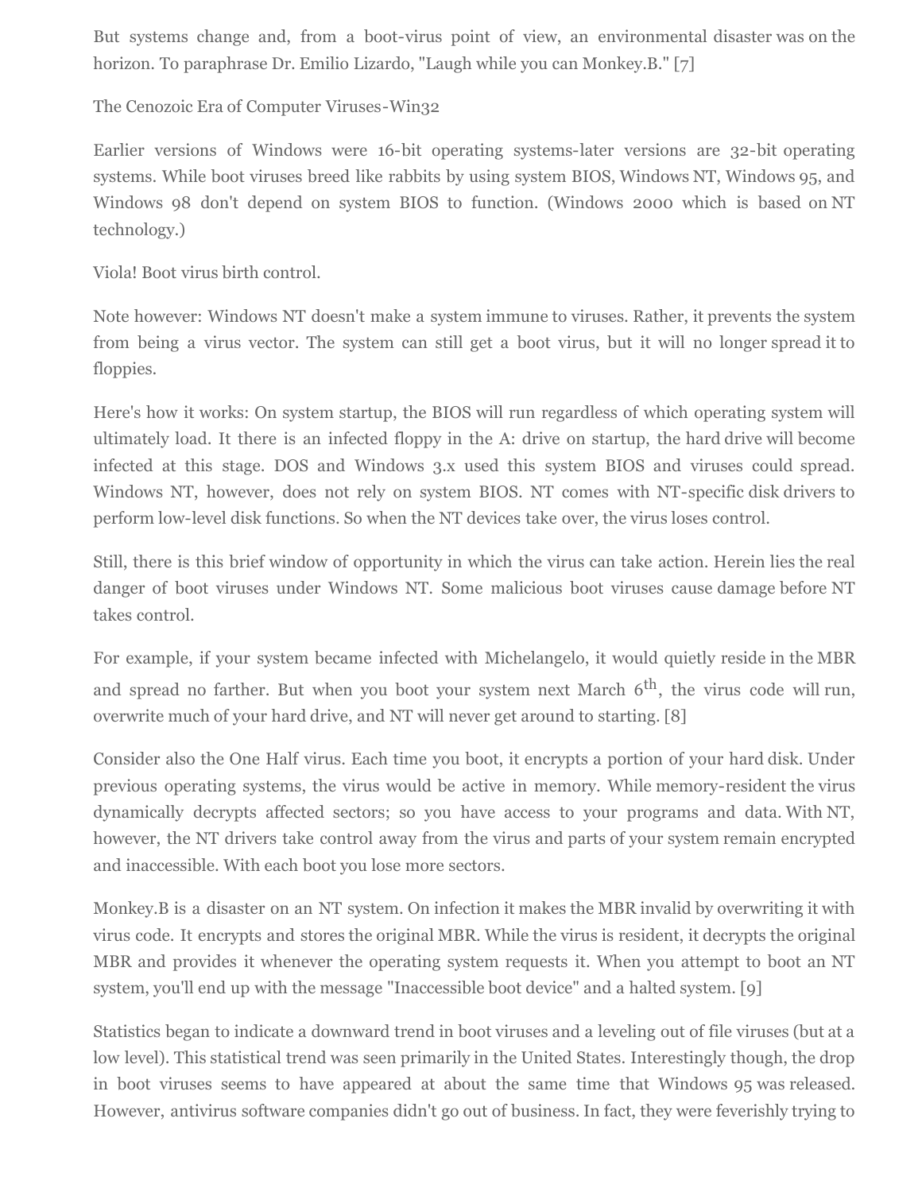But systems change and, from a boot-virus point of view, an environmental disaster was on the horizon. To paraphrase Dr. Emilio Lizardo, "Laugh while you can Monkey.B." [7]

## The Cenozoic Era of Computer Viruses-Win32

Earlier versions of Windows were 16-bit operating systems-later versions are 32-bit operating systems. While boot viruses breed like rabbits by using system BIOS, Windows NT, Windows 95, and Windows 98 don't depend on system BIOS to function. (Windows 2000 which is based on NT technology.)

Viola! Boot virus birth control.

Note however: Windows NT doesn't make a system immune to viruses. Rather, it prevents the system from being a virus vector. The system can still get a boot virus, but it will no longer spread it to floppies.

Here's how it works: On system startup, the BIOS will run regardless of which operating system will ultimately load. It there is an infected floppy in the A: drive on startup, the hard drive will become infected at this stage. DOS and Windows 3.x used this system BIOS and viruses could spread. Windows NT, however, does not rely on system BIOS. NT comes with NT-specific disk drivers to perform low-level disk functions. So when the NT devices take over, the virus loses control.

Still, there is this brief window of opportunity in which the virus can take action. Herein lies the real danger of boot viruses under Windows NT. Some malicious boot viruses cause damage before NT takes control.

For example, if your system became infected with Michelangelo, it would quietly reside in the MBR and spread no farther. But when you boot your system next March 6th, the virus code will run, overwrite much of your hard drive, and NT will never get around to starting. [8]

Consider also the One Half virus. Each time you boot, it encrypts a portion of your hard disk. Under previous operating systems, the virus would be active in memory. While memory-resident the virus dynamically decrypts affected sectors; so you have access to your programs and data. With NT, however, the NT drivers take control away from the virus and parts of your system remain encrypted and inaccessible. With each boot you lose more sectors.

Monkey.B is a disaster on an NT system. On infection it makes the MBR invalid by overwriting it with virus code. It encrypts and stores the original MBR. While the virus is resident, it decrypts the original MBR and provides it whenever the operating system requests it. When you attempt to boot an NT system, you'll end up with the message "Inaccessible boot device" and a halted system. [9]

Statistics began to indicate a downward trend in boot viruses and a leveling out of file viruses (but at a low level). This statistical trend was seen primarily in the United States. Interestingly though, the drop in boot viruses seems to have appeared at about the same time that Windows 95 was released. However, antivirus software companies didn't go out of business. In fact, they were feverishly trying to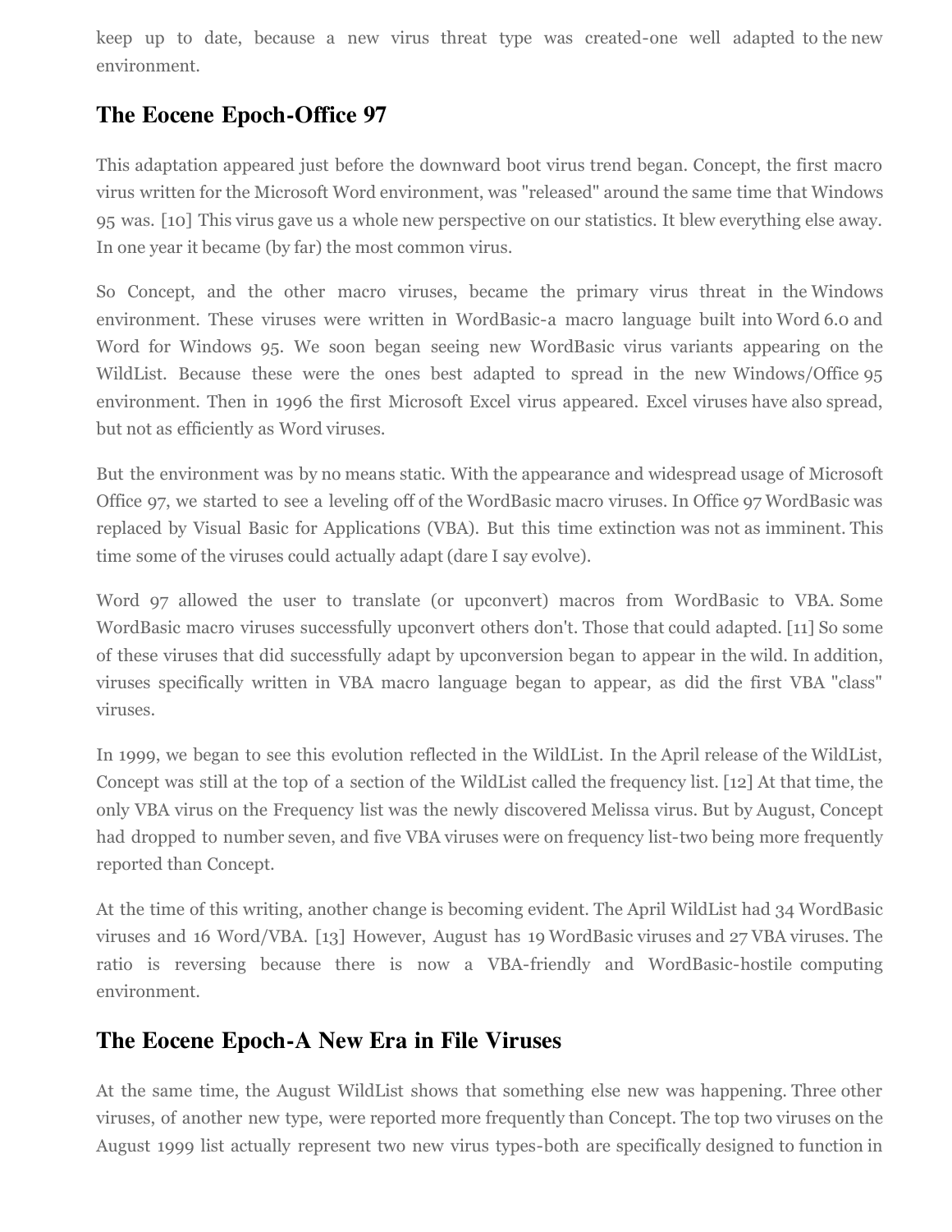keep up to date, because a new virus threat type was created-one well adapted to the new environment.

## The Eocene Epoch-Office 97

This adaptation appeared just before the downward boot virus trend began. Concept, the first macro virus written for the Microsoft Word environment, was "released" around the same time that Windows 95 was. [10] This virus gave us a whole new perspective on our statistics. It blew everything else away. In one year it became (by far) the most common virus.

So Concept, and the other macro viruses, became the primary virus threat in the Windows environment. These viruses were written in WordBasic-a macro language built into Word 6.0 and Word for Windows 95. We soon began seeing new WordBasic virus variants appearing on the WildList. Because these were the ones best adapted to spread in the new Windows/Office 95 environment. Then in 1996 the first Microsoft Excel virus appeared. Excel viruses have also spread, but not as efficiently as Word viruses.

But the environment was by no means static. With the appearance and widespread usage of Microsoft Office 97, we started to see a leveling off of the WordBasic macro viruses. In Office 97 WordBasic was replaced by Visual Basic for Applications (VBA). But this time extinction was not as imminent. This time some of the viruses could actually adapt (dare I say evolve).

Word 97 allowed the user to translate (or upconvert) macros from WordBasic to VBA. Some WordBasic macro viruses successfully upconvert others don't. Those that could adapted. [11] So some of these viruses that did successfully adapt by upconversion began to appear in the wild. In addition, viruses specifically written in VBA macro language began to appear, as did the first VBA "class" viruses.

In 1999, we began to see this evolution reflected in the WildList. In the April release of the WildList, Concept was still at the top of a section of the WildList called the frequency list. [12] At that time, the only VBA virus on the Frequency list was the newly discovered Melissa virus. But by August, Concept had dropped to number seven, and five VBA viruses were on frequency list-two being more frequently reported than Concept.

At the time of this writing, another change is becoming evident. The April WildList had 34 WordBasic viruses and 16 Word/VBA. [13] However, August has 19 WordBasic viruses and 27 VBA viruses. The ratio is reversing because there is now a VBA-friendly and WordBasic-hostile computing environment.

## The Eocene Epoch-A New Era in File Viruses

At the same time, the August WildList shows that something else new was happening. Three other viruses, of another new type, were reported more frequently than Concept. The top two viruses on the August 1999 list actually represent two new virus types-both are specifically designed to function in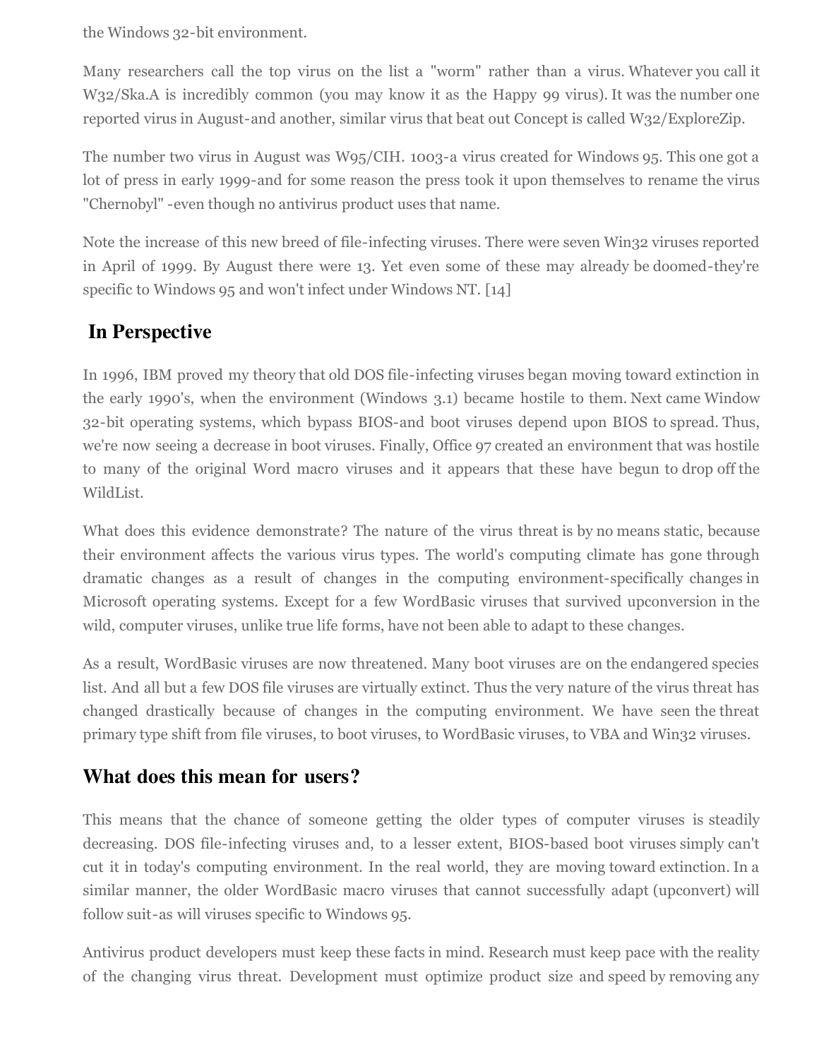the Windows 32-bit environment.

Many researchers call the top virus on the list a "worm" rather than a virus. Whatever you call it W32/Ska.A is incredibly common (you may know it as the Happy 99 virus). It was the number one reported virus in August-and another, similar virus that beat out Concept is called W32/ExploreZip.

The number two virus in August was W95/CIH. 1003-a virus created for Windows 95. This one got a lot of press in early 1999-and for some reason the press took it upon themselves to rename the virus "Chernobyl" -even though no antivirus product uses that name.

Note the increase of this new breed of file-infecting viruses. There were seven Win32 viruses reported in April of 1999. By August there were 13. Yet even some of these may already be doomed-they're specific to Windows 95 and won't infect under Windows NT. [14]

## In Perspective

In 1996, IBM proved my theory that old DOS file-infecting viruses began moving toward extinction in the early 1990's, when the environment (Windows 3.1) became hostile to them. Next came Window 32-bit operating systems, which bypass BIOS-and boot viruses depend upon BIOS to spread. Thus, we're now seeing a decrease in boot viruses. Finally, Office 97 created an environment that was hostile to many of the original Word macro viruses and it appears that these have begun to drop off the WildList.

What does this evidence demonstrate? The nature of the virus threat is by no means static, because their environment affects the various virus types. The world's computing climate has gone through dramatic changes as a result of changes in the computing environment-specifically changes in Microsoft operating systems. Except for a few WordBasic viruses that survived upconversion in the wild, computer viruses, unlike true life forms, have not been able to adapt to these changes.

As a result, WordBasic viruses are now threatened. Many boot viruses are on the endangered species list. And all but a few DOS file viruses are virtually extinct. Thus the very nature of the virus threat has changed drastically because of changes in the computing environment. We have seen the threat primary type shift from file viruses, to boot viruses, to WordBasic viruses, to VBA and Win32 viruses.

## What does this mean for users?

This means that the chance of someone getting the older types of computer viruses is steadily decreasing. DOS file-infecting viruses and, to a lesser extent, BIOS-based boot viruses simply can't cut it in today's computing environment. In the real world, they are moving toward extinction. In a similar manner, the older WordBasic macro viruses that cannot successfully adapt (upconvert) will follow suit-as will viruses specific to Windows 95.

Antivirus product developers must keep these facts in mind. Research must keep pace with the reality of the changing virus threat. Development must optimize product size and speed by removing any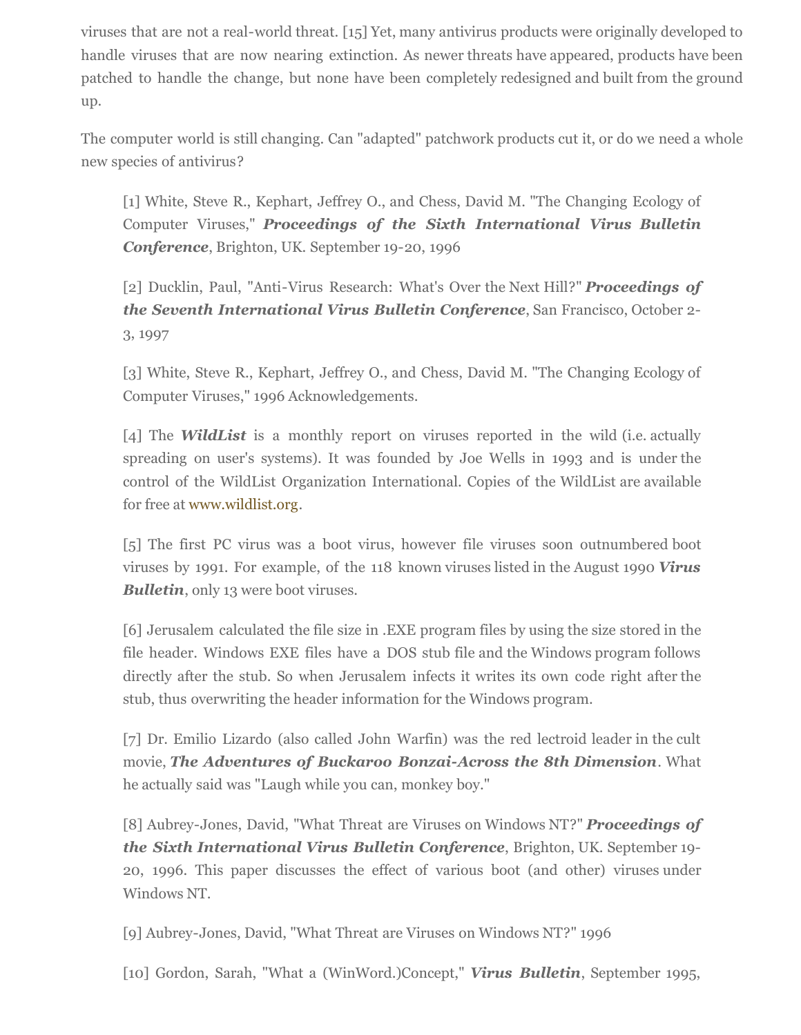viruses that are not a real-world threat. [15] Yet, many antivirus products were originally developed to handle viruses that are now nearing extinction. As newer threats have appeared, products have been patched to handle the change, but none have been completely redesigned and built from the ground up.

The computer world is still changing. Can "adapted" patchwork products cut it, or do we need a whole new species of antivirus?

> [1] White, Steve R., Kephart, Jeffrey O., and Chess, David M. "The Changing Ecology of Computer Viruses," ***Proceedings of the Sixth International Virus Bulletin Conference***, Brighton, UK. September 19-20, 1996
>
> [2] Ducklin, Paul, "Anti-Virus Research: What's Over the Next Hill?" ***Proceedings of the Seventh International Virus Bulletin Conference***, San Francisco, October 2-3, 1997
>
> [3] White, Steve R., Kephart, Jeffrey O., and Chess, David M. "The Changing Ecology of Computer Viruses," 1996 Acknowledgements.
>
> [4] The ***WildList*** is a monthly report on viruses reported in the wild (i.e. actually spreading on user's systems). It was founded by Joe Wells in 1993 and is under the control of the WildList Organization International. Copies of the WildList are available for free at www.wildlist.org.
>
> [5] The first PC virus was a boot virus, however file viruses soon outnumbered boot viruses by 1991. For example, of the 118 known viruses listed in the August 1990 ***Virus Bulletin***, only 13 were boot viruses.
>
> [6] Jerusalem calculated the file size in .EXE program files by using the size stored in the file header. Windows EXE files have a DOS stub file and the Windows program follows directly after the stub. So when Jerusalem infects it writes its own code right after the stub, thus overwriting the header information for the Windows program.
>
> [7] Dr. Emilio Lizardo (also called John Warfin) was the red lectroid leader in the cult movie, ***The Adventures of Buckaroo Bonzai-Across the 8th Dimension***. What he actually said was "Laugh while you can, monkey boy."
>
> [8] Aubrey-Jones, David, "What Threat are Viruses on Windows NT?" ***Proceedings of the Sixth International Virus Bulletin Conference***, Brighton, UK. September 19-20, 1996. This paper discusses the effect of various boot (and other) viruses under Windows NT.
>
> [9] Aubrey-Jones, David, "What Threat are Viruses on Windows NT?" 1996
>
> [10] Gordon, Sarah, "What a (WinWord.)Concept," ***Virus Bulletin***, September 1995,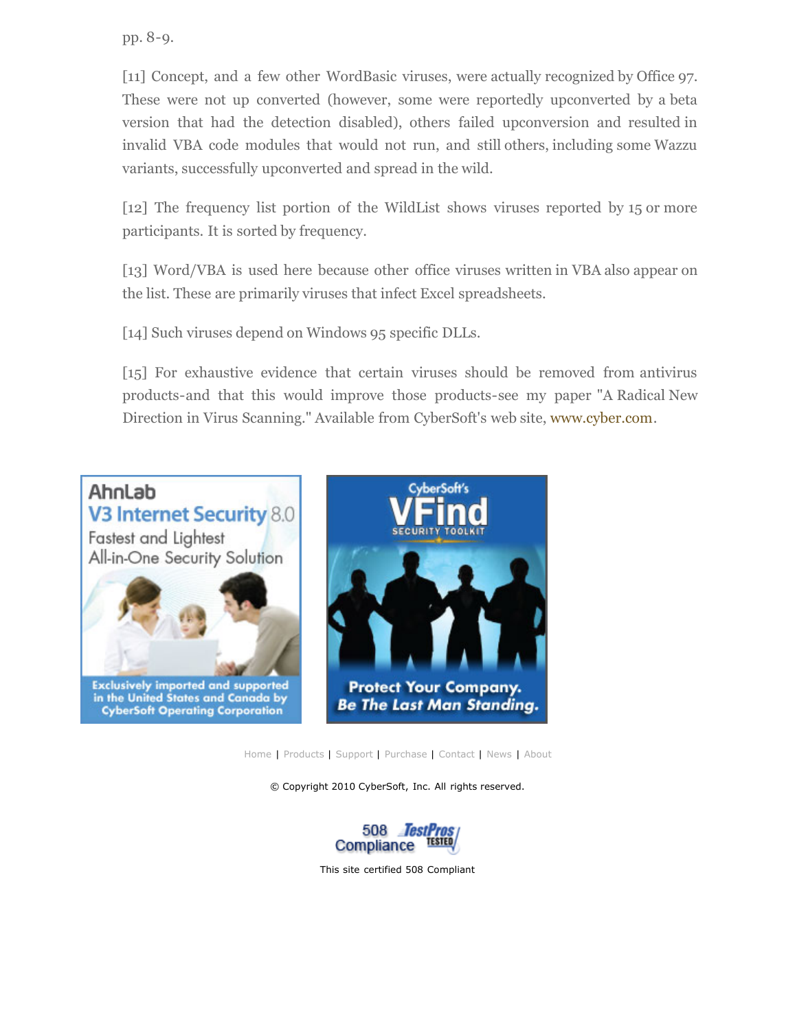pp. 8-9.

[11] Concept, and a few other WordBasic viruses, were actually recognized by Office 97. These were not up converted (however, some were reportedly upconverted by a beta version that had the detection disabled), others failed upconversion and resulted in invalid VBA code modules that would not run, and still others, including some Wazzu variants, successfully upconverted and spread in the wild.

[12] The frequency list portion of the WildList shows viruses reported by 15 or more participants. It is sorted by frequency.

[13] Word/VBA is used here because other office viruses written in VBA also appear on the list. These are primarily viruses that infect Excel spreadsheets.

[14] Such viruses depend on Windows 95 specific DLLs.

[15] For exhaustive evidence that certain viruses should be removed from antivirus products-and that this would improve those products-see my paper "A Radical New Direction in Virus Scanning." Available from CyberSoft's web site, www.cyber.com.

Home | Products | Support | Purchase | Contact | News | About

© Copyright 2010 CyberSoft, Inc. All rights reserved.

This site certified 508 Compliant